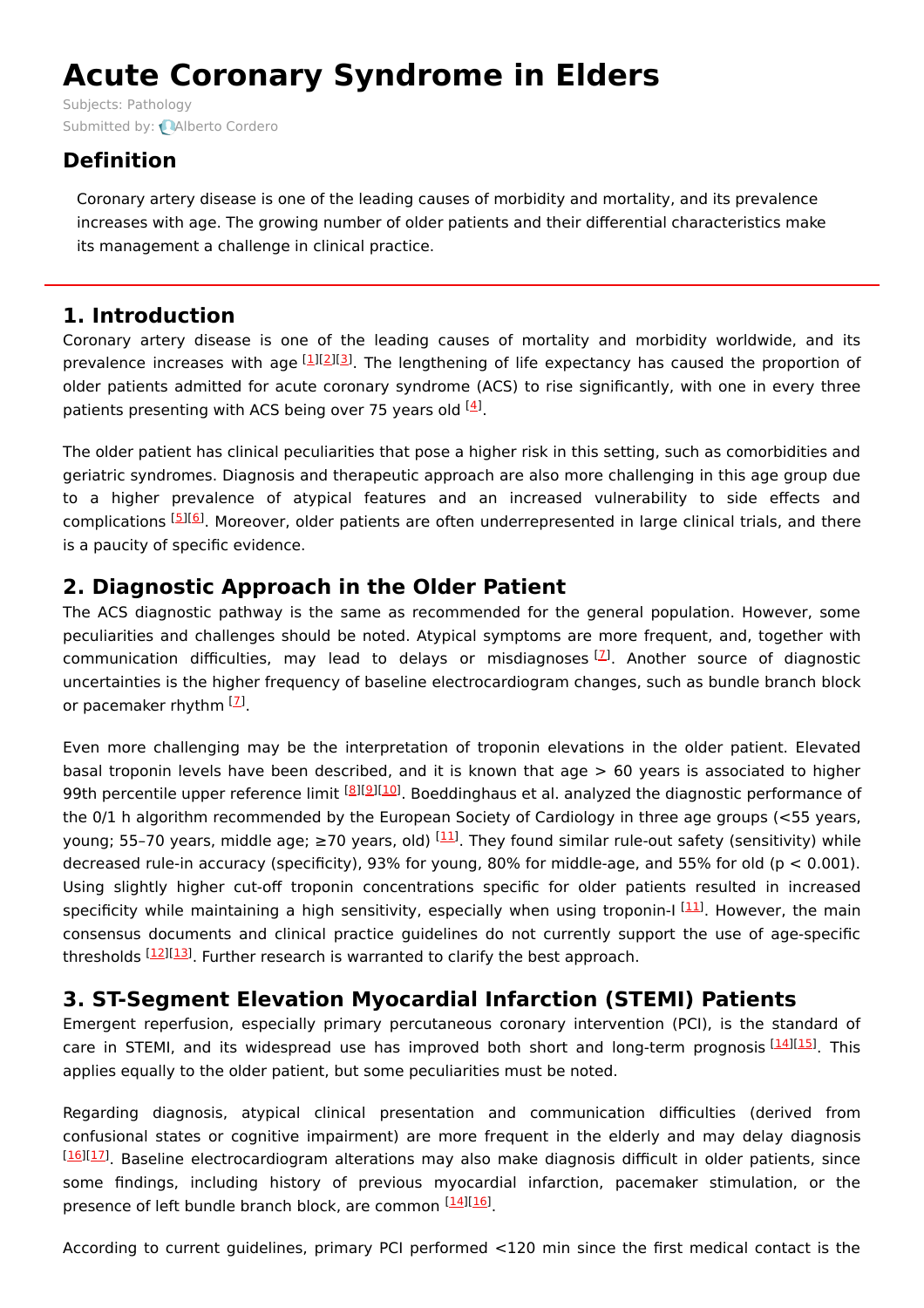# Acute Coronary Syndrome in Elders

Subjects: Pathology

Submitted by: Alberto Cordero

## Definition

Coronary artery disease is one of the leading causes of morbidity and mortality, and its prevalence increases with age. The growing number of older patients and their differential characteristics make its management a challenge in clinical practice.

## 1. Introduction

Coronary artery disease is one of the leading causes of mortality and morbidity worldwide, and its prevalence increases with age [1][2][3]. The lengthening of life expectancy has caused the proportion of older patients admitted for acute coronary syndrome (ACS) to rise significantly, with one in every three patients presenting with ACS being over 75 years old [4].

The older patient has clinical peculiarities that pose a higher risk in this setting, such as comorbidities and geriatric syndromes. Diagnosis and therapeutic approach are also more challenging in this age group due to a higher prevalence of atypical features and an increased vulnerability to side effects and complications [5][6]. Moreover, older patients are often underrepresented in large clinical trials, and there is a paucity of specific evidence.

## 2. Diagnostic Approach in the Older Patient

The ACS diagnostic pathway is the same as recommended for the general population. However, some peculiarities and challenges should be noted. Atypical symptoms are more frequent, and, together with communication difficulties, may lead to delays or misdiagnoses [7]. Another source of diagnostic uncertainties is the higher frequency of baseline electrocardiogram changes, such as bundle branch block or pacemaker rhythm [7].

Even more challenging may be the interpretation of troponin elevations in the older patient. Elevated basal troponin levels have been described, and it is known that age > 60 years is associated to higher 99th percentile upper reference limit [8][9][10]. Boeddinghaus et al. analyzed the diagnostic performance of the 0/1 h algorithm recommended by the European Society of Cardiology in three age groups (<55 years, young; 55–70 years, middle age; ≥70 years, old) [11]. They found similar rule-out safety (sensitivity) while decreased rule-in accuracy (specificity), 93% for young, 80% for middle-age, and 55% for old ($p < 0.001$). Using slightly higher cut-off troponin concentrations specific for older patients resulted in increased specificity while maintaining a high sensitivity, especially when using troponin-I [11]. However, the main consensus documents and clinical practice guidelines do not currently support the use of age-specific thresholds [12][13]. Further research is warranted to clarify the best approach.

## 3. ST-Segment Elevation Myocardial Infarction (STEMI) Patients

Emergent reperfusion, especially primary percutaneous coronary intervention (PCI), is the standard of care in STEMI, and its widespread use has improved both short and long-term prognosis [14][15]. This applies equally to the older patient, but some peculiarities must be noted.

Regarding diagnosis, atypical clinical presentation and communication difficulties (derived from confusional states or cognitive impairment) are more frequent in the elderly and may delay diagnosis [16][17]. Baseline electrocardiogram alterations may also make diagnosis difficult in older patients, since some findings, including history of previous myocardial infarction, pacemaker stimulation, or the presence of left bundle branch block, are common [14][16].

According to current guidelines, primary PCI performed <120 min since the first medical contact is the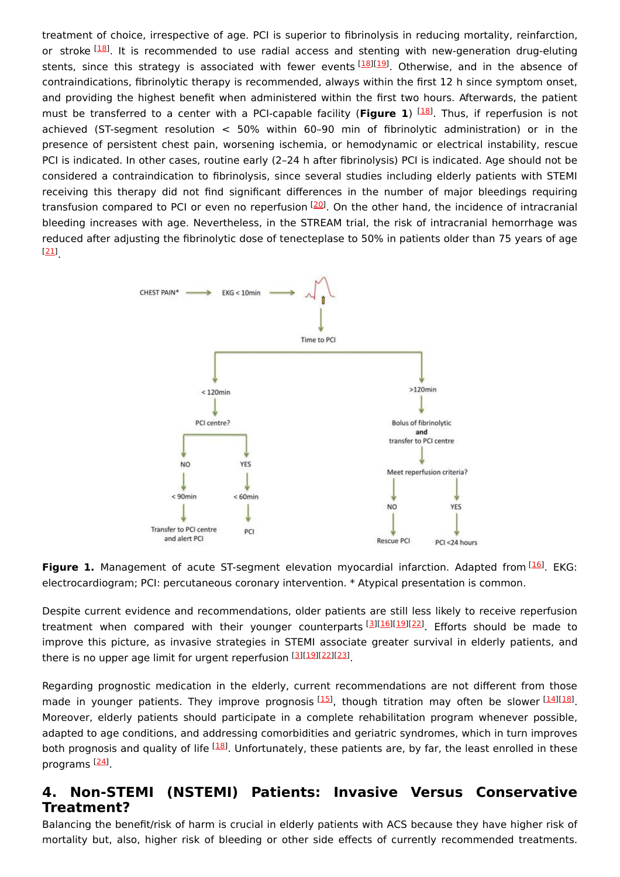treatment of choice, irrespective of age. PCI is superior to fibrinolysis in reducing mortality, reinfarction, or stroke [18]. It is recommended to use radial access and stenting with new-generation drug-eluting stents, since this strategy is associated with fewer events [18][19]. Otherwise, and in the absence of contraindications, fibrinolytic therapy is recommended, always within the first 12 h since symptom onset, and providing the highest benefit when administered within the first two hours. Afterwards, the patient must be transferred to a center with a PCI-capable facility (**Figure 1**) [18]. Thus, if reperfusion is not achieved (ST-segment resolution < 50% within 60–90 min of fibrinolytic administration) or in the presence of persistent chest pain, worsening ischemia, or hemodynamic or electrical instability, rescue PCI is indicated. In other cases, routine early (2–24 h after fibrinolysis) PCI is indicated. Age should not be considered a contraindication to fibrinolysis, since several studies including elderly patients with STEMI receiving this therapy did not find significant differences in the number of major bleedings requiring transfusion compared to PCI or even no reperfusion [20]. On the other hand, the incidence of intracranial bleeding increases with age. Nevertheless, in the STREAM trial, the risk of intracranial hemorrhage was reduced after adjusting the fibrinolytic dose of tenecteplase to 50% in patients older than 75 years of age [21].

CHEST PAIN* → EKG < 10min → Time to PCI

- < 120min → PCI centre?
  - NO → < 90min → Transfer to PCI centre and alert PCI
  - YES → < 60min → PCI
- >120min → Bolus of fibrinolytic **and** transfer to PCI centre → Meet reperfusion criteria?
  - NO → Rescue PCI
  - YES → PCI <24 hours

**Figure 1.** Management of acute ST-segment elevation myocardial infarction. Adapted from [16]. EKG: electrocardiogram; PCI: percutaneous coronary intervention. * Atypical presentation is common.

Despite current evidence and recommendations, older patients are still less likely to receive reperfusion treatment when compared with their younger counterparts [3][16][19][22]. Efforts should be made to improve this picture, as invasive strategies in STEMI associate greater survival in elderly patients, and there is no upper age limit for urgent reperfusion [3][19][22][23].

Regarding prognostic medication in the elderly, current recommendations are not different from those made in younger patients. They improve prognosis [15], though titration may often be slower [14][18]. Moreover, elderly patients should participate in a complete rehabilitation program whenever possible, adapted to age conditions, and addressing comorbidities and geriatric syndromes, which in turn improves both prognosis and quality of life [18]. Unfortunately, these patients are, by far, the least enrolled in these programs [24].

## 4. Non-STEMI (NSTEMI) Patients: Invasive Versus Conservative Treatment?

Balancing the benefit/risk of harm is crucial in elderly patients with ACS because they have higher risk of mortality but, also, higher risk of bleeding or other side effects of currently recommended treatments.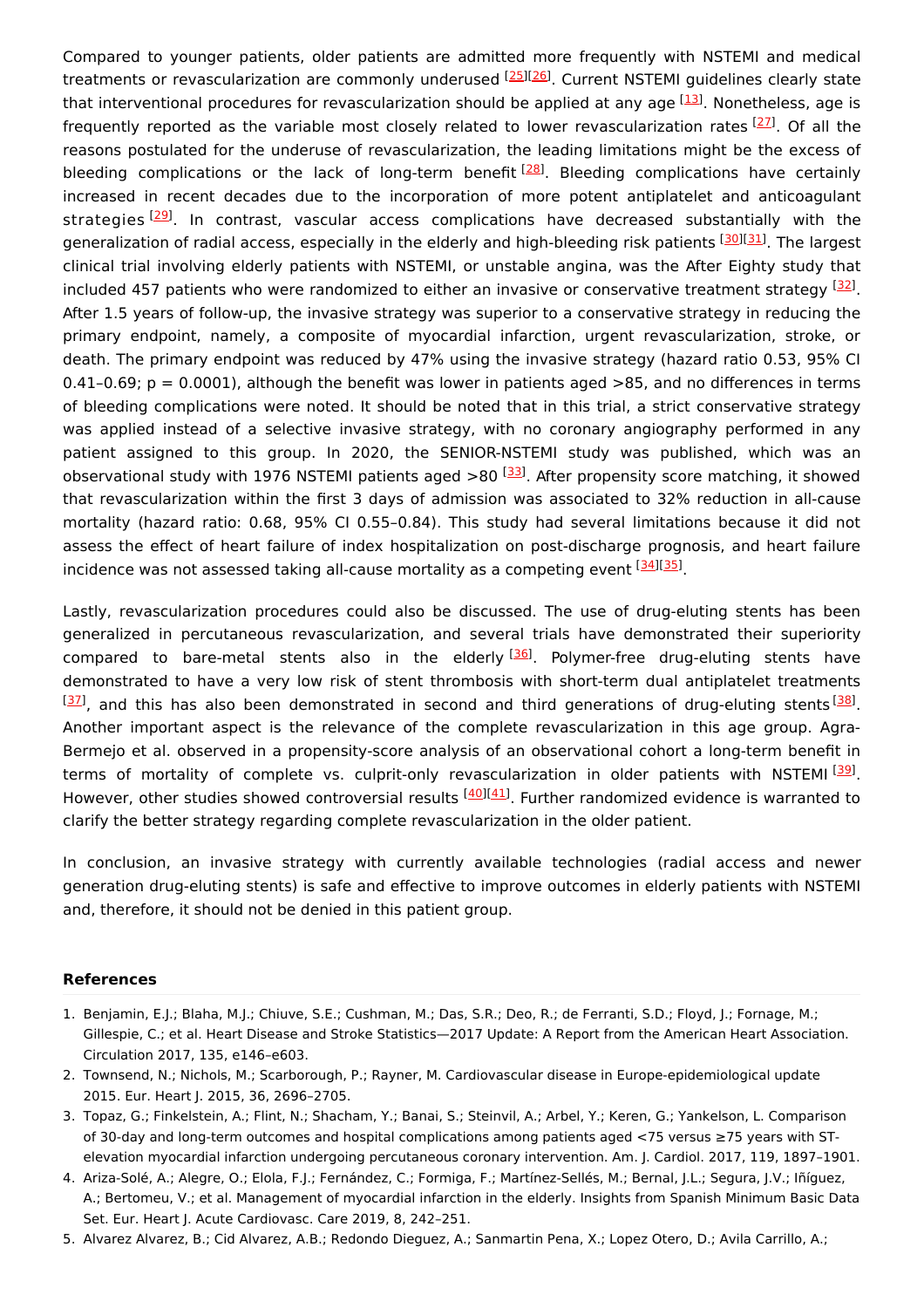Compared to younger patients, older patients are admitted more frequently with NSTEMI and medical treatments or revascularization are commonly underused [25][26]. Current NSTEMI guidelines clearly state that interventional procedures for revascularization should be applied at any age [13]. Nonetheless, age is frequently reported as the variable most closely related to lower revascularization rates [27]. Of all the reasons postulated for the underuse of revascularization, the leading limitations might be the excess of bleeding complications or the lack of long-term benefit [28]. Bleeding complications have certainly increased in recent decades due to the incorporation of more potent antiplatelet and anticoagulant strategies [29]. In contrast, vascular access complications have decreased substantially with the generalization of radial access, especially in the elderly and high-bleeding risk patients [30][31]. The largest clinical trial involving elderly patients with NSTEMI, or unstable angina, was the After Eighty study that included 457 patients who were randomized to either an invasive or conservative treatment strategy [32]. After 1.5 years of follow-up, the invasive strategy was superior to a conservative strategy in reducing the primary endpoint, namely, a composite of myocardial infarction, urgent revascularization, stroke, or death. The primary endpoint was reduced by 47% using the invasive strategy (hazard ratio 0.53, 95% CI 0.41–0.69; $p = 0.0001$), although the benefit was lower in patients aged >85, and no differences in terms of bleeding complications were noted. It should be noted that in this trial, a strict conservative strategy was applied instead of a selective invasive strategy, with no coronary angiography performed in any patient assigned to this group. In 2020, the SENIOR-NSTEMI study was published, which was an observational study with 1976 NSTEMI patients aged >80 [33]. After propensity score matching, it showed that revascularization within the first 3 days of admission was associated to 32% reduction in all-cause mortality (hazard ratio: 0.68, 95% CI 0.55–0.84). This study had several limitations because it did not assess the effect of heart failure of index hospitalization on post-discharge prognosis, and heart failure incidence was not assessed taking all-cause mortality as a competing event [34][35].

Lastly, revascularization procedures could also be discussed. The use of drug-eluting stents has been generalized in percutaneous revascularization, and several trials have demonstrated their superiority compared to bare-metal stents also in the elderly [36]. Polymer-free drug-eluting stents have demonstrated to have a very low risk of stent thrombosis with short-term dual antiplatelet treatments [37], and this has also been demonstrated in second and third generations of drug-eluting stents [38]. Another important aspect is the relevance of the complete revascularization in this age group. Agra-Bermejo et al. observed in a propensity-score analysis of an observational cohort a long-term benefit in terms of mortality of complete vs. culprit-only revascularization in older patients with NSTEMI [39]. However, other studies showed controversial results [40][41]. Further randomized evidence is warranted to clarify the better strategy regarding complete revascularization in the older patient.

In conclusion, an invasive strategy with currently available technologies (radial access and newer generation drug-eluting stents) is safe and effective to improve outcomes in elderly patients with NSTEMI and, therefore, it should not be denied in this patient group.

## References

1. Benjamin, E.J.; Blaha, M.J.; Chiuve, S.E.; Cushman, M.; Das, S.R.; Deo, R.; de Ferranti, S.D.; Floyd, J.; Fornage, M.; Gillespie, C.; et al. Heart Disease and Stroke Statistics—2017 Update: A Report from the American Heart Association. Circulation 2017, 135, e146–e603.
2. Townsend, N.; Nichols, M.; Scarborough, P.; Rayner, M. Cardiovascular disease in Europe-epidemiological update 2015. Eur. Heart J. 2015, 36, 2696–2705.
3. Topaz, G.; Finkelstein, A.; Flint, N.; Shacham, Y.; Banai, S.; Steinvil, A.; Arbel, Y.; Keren, G.; Yankelson, L. Comparison of 30-day and long-term outcomes and hospital complications among patients aged <75 versus ≥75 years with ST-elevation myocardial infarction undergoing percutaneous coronary intervention. Am. J. Cardiol. 2017, 119, 1897–1901.
4. Ariza-Solé, A.; Alegre, O.; Elola, F.J.; Fernández, C.; Formiga, F.; Martínez-Sellés, M.; Bernal, J.L.; Segura, J.V.; Iñíguez, A.; Bertomeu, V.; et al. Management of myocardial infarction in the elderly. Insights from Spanish Minimum Basic Data Set. Eur. Heart J. Acute Cardiovasc. Care 2019, 8, 242–251.
5. Alvarez Alvarez, B.; Cid Alvarez, A.B.; Redondo Dieguez, A.; Sanmartin Pena, X.; Lopez Otero, D.; Avila Carrillo, A.;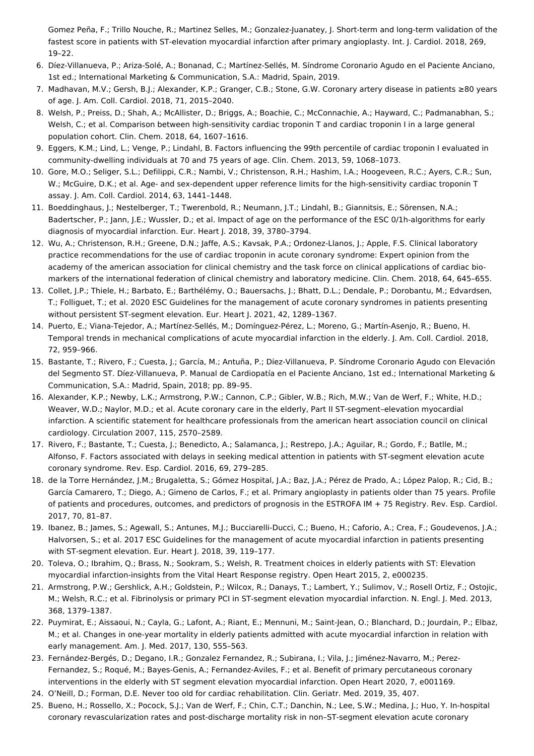Gomez Peña, F.; Trillo Nouche, R.; Martinez Selles, M.; Gonzalez-Juanatey, J. Short-term and long-term validation of the fastest score in patients with ST-elevation myocardial infarction after primary angioplasty. Int. J. Cardiol. 2018, 269, 19–22.

6. Díez-Villanueva, P.; Ariza-Solé, A.; Bonanad, C.; Martínez-Sellés, M. Síndrome Coronario Agudo en el Paciente Anciano, 1st ed.; International Marketing & Communication, S.A.: Madrid, Spain, 2019.
7. Madhavan, M.V.; Gersh, B.J.; Alexander, K.P.; Granger, C.B.; Stone, G.W. Coronary artery disease in patients ≥80 years of age. J. Am. Coll. Cardiol. 2018, 71, 2015–2040.
8. Welsh, P.; Preiss, D.; Shah, A.; McAllister, D.; Briggs, A.; Boachie, C.; McConnachie, A.; Hayward, C.; Padmanabhan, S.; Welsh, C.; et al. Comparison between high-sensitivity cardiac troponin T and cardiac troponin I in a large general population cohort. Clin. Chem. 2018, 64, 1607–1616.
9. Eggers, K.M.; Lind, L.; Venge, P.; Lindahl, B. Factors influencing the 99th percentile of cardiac troponin I evaluated in community-dwelling individuals at 70 and 75 years of age. Clin. Chem. 2013, 59, 1068–1073.
10. Gore, M.O.; Seliger, S.L.; Defilippi, C.R.; Nambi, V.; Christenson, R.H.; Hashim, I.A.; Hoogeveen, R.C.; Ayers, C.R.; Sun, W.; McGuire, D.K.; et al. Age- and sex-dependent upper reference limits for the high-sensitivity cardiac troponin T assay. J. Am. Coll. Cardiol. 2014, 63, 1441–1448.
11. Boeddinghaus, J.; Nestelberger, T.; Twerenbold, R.; Neumann, J.T.; Lindahl, B.; Giannitsis, E.; Sörensen, N.A.; Badertscher, P.; Jann, J.E.; Wussler, D.; et al. Impact of age on the performance of the ESC 0/1h-algorithms for early diagnosis of myocardial infarction. Eur. Heart J. 2018, 39, 3780–3794.
12. Wu, A.; Christenson, R.H.; Greene, D.N.; Jaffe, A.S.; Kavsak, P.A.; Ordonez-Llanos, J.; Apple, F.S. Clinical laboratory practice recommendations for the use of cardiac troponin in acute coronary syndrome: Expert opinion from the academy of the american association for clinical chemistry and the task force on clinical applications of cardiac bio-markers of the international federation of clinical chemistry and laboratory medicine. Clin. Chem. 2018, 64, 645–655.
13. Collet, J.P.; Thiele, H.; Barbato, E.; Barthélémy, O.; Bauersachs, J.; Bhatt, D.L.; Dendale, P.; Dorobantu, M.; Edvardsen, T.; Folliguet, T.; et al. 2020 ESC Guidelines for the management of acute coronary syndromes in patients presenting without persistent ST-segment elevation. Eur. Heart J. 2021, 42, 1289–1367.
14. Puerto, E.; Viana-Tejedor, A.; Martínez-Sellés, M.; Domínguez-Pérez, L.; Moreno, G.; Martín-Asenjo, R.; Bueno, H. Temporal trends in mechanical complications of acute myocardial infarction in the elderly. J. Am. Coll. Cardiol. 2018, 72, 959–966.
15. Bastante, T.; Rivero, F.; Cuesta, J.; García, M.; Antuña, P.; Díez-Villanueva, P. Síndrome Coronario Agudo con Elevación del Segmento ST. Díez-Villanueva, P. Manual de Cardiopatía en el Paciente Anciano, 1st ed.; International Marketing & Communication, S.A.: Madrid, Spain, 2018; pp. 89–95.
16. Alexander, K.P.; Newby, L.K.; Armstrong, P.W.; Cannon, C.P.; Gibler, W.B.; Rich, M.W.; Van de Werf, F.; White, H.D.; Weaver, W.D.; Naylor, M.D.; et al. Acute coronary care in the elderly, Part II ST-segment–elevation myocardial infarction. A scientific statement for healthcare professionals from the american heart association council on clinical cardiology. Circulation 2007, 115, 2570–2589.
17. Rivero, F.; Bastante, T.; Cuesta, J.; Benedicto, A.; Salamanca, J.; Restrepo, J.A.; Aguilar, R.; Gordo, F.; Batlle, M.; Alfonso, F. Factors associated with delays in seeking medical attention in patients with ST-segment elevation acute coronary syndrome. Rev. Esp. Cardiol. 2016, 69, 279–285.
18. de la Torre Hernández, J.M.; Brugaletta, S.; Gómez Hospital, J.A.; Baz, J.A.; Pérez de Prado, A.; López Palop, R.; Cid, B.; García Camarero, T.; Diego, A.; Gimeno de Carlos, F.; et al. Primary angioplasty in patients older than 75 years. Profile of patients and procedures, outcomes, and predictors of prognosis in the ESTROFA IM + 75 Registry. Rev. Esp. Cardiol. 2017, 70, 81–87.
19. Ibanez, B.; James, S.; Agewall, S.; Antunes, M.J.; Bucciarelli-Ducci, C.; Bueno, H.; Caforio, A.; Crea, F.; Goudevenos, J.A.; Halvorsen, S.; et al. 2017 ESC Guidelines for the management of acute myocardial infarction in patients presenting with ST-segment elevation. Eur. Heart J. 2018, 39, 119–177.
20. Toleva, O.; Ibrahim, Q.; Brass, N.; Sookram, S.; Welsh, R. Treatment choices in elderly patients with ST: Elevation myocardial infarction-insights from the Vital Heart Response registry. Open Heart 2015, 2, e000235.
21. Armstrong, P.W.; Gershlick, A.H.; Goldstein, P.; Wilcox, R.; Danays, T.; Lambert, Y.; Sulimov, V.; Rosell Ortiz, F.; Ostojic, M.; Welsh, R.C.; et al. Fibrinolysis or primary PCI in ST-segment elevation myocardial infarction. N. Engl. J. Med. 2013, 368, 1379–1387.
22. Puymirat, E.; Aissaoui, N.; Cayla, G.; Lafont, A.; Riant, E.; Mennuni, M.; Saint-Jean, O.; Blanchard, D.; Jourdain, P.; Elbaz, M.; et al. Changes in one-year mortality in elderly patients admitted with acute myocardial infarction in relation with early management. Am. J. Med. 2017, 130, 555–563.
23. Fernández-Bergés, D.; Degano, I.R.; Gonzalez Fernandez, R.; Subirana, I.; Vila, J.; Jiménez-Navarro, M.; Perez-Fernandez, S.; Roqué, M.; Bayes-Genis, A.; Fernandez-Aviles, F.; et al. Benefit of primary percutaneous coronary interventions in the elderly with ST segment elevation myocardial infarction. Open Heart 2020, 7, e001169.
24. O'Neill, D.; Forman, D.E. Never too old for cardiac rehabilitation. Clin. Geriatr. Med. 2019, 35, 407.
25. Bueno, H.; Rossello, X.; Pocock, S.J.; Van de Werf, F.; Chin, C.T.; Danchin, N.; Lee, S.W.; Medina, J.; Huo, Y. In-hospital coronary revascularization rates and post-discharge mortality risk in non–ST-segment elevation acute coronary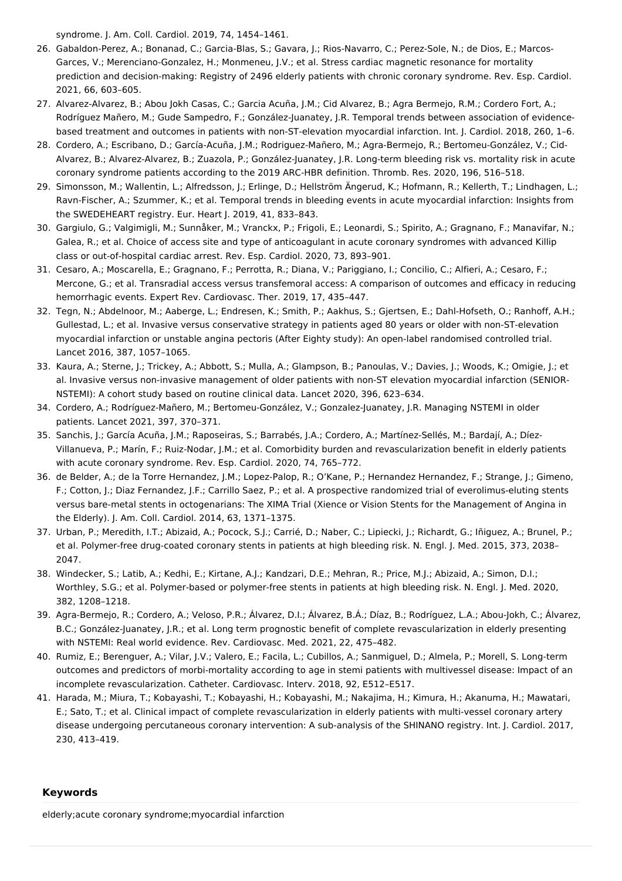syndrome. J. Am. Coll. Cardiol. 2019, 74, 1454–1461.

26. Gabaldon-Perez, A.; Bonanad, C.; Garcia-Blas, S.; Gavara, J.; Rios-Navarro, C.; Perez-Sole, N.; de Dios, E.; Marcos-Garces, V.; Merenciano-Gonzalez, H.; Monmeneu, J.V.; et al. Stress cardiac magnetic resonance for mortality prediction and decision-making: Registry of 2496 elderly patients with chronic coronary syndrome. Rev. Esp. Cardiol. 2021, 66, 603–605.
27. Alvarez-Alvarez, B.; Abou Jokh Casas, C.; Garcia Acuña, J.M.; Cid Alvarez, B.; Agra Bermejo, R.M.; Cordero Fort, A.; Rodríguez Mañero, M.; Gude Sampedro, F.; González-Juanatey, J.R. Temporal trends between association of evidence-based treatment and outcomes in patients with non-ST-elevation myocardial infarction. Int. J. Cardiol. 2018, 260, 1–6.
28. Cordero, A.; Escribano, D.; García-Acuña, J.M.; Rodriguez-Mañero, M.; Agra-Bermejo, R.; Bertomeu-González, V.; Cid-Alvarez, B.; Alvarez-Alvarez, B.; Zuazola, P.; González-Juanatey, J.R. Long-term bleeding risk vs. mortality risk in acute coronary syndrome patients according to the 2019 ARC-HBR definition. Thromb. Res. 2020, 196, 516–518.
29. Simonsson, M.; Wallentin, L.; Alfredsson, J.; Erlinge, D.; Hellström Ängerud, K.; Hofmann, R.; Kellerth, T.; Lindhagen, L.; Ravn-Fischer, A.; Szummer, K.; et al. Temporal trends in bleeding events in acute myocardial infarction: Insights from the SWEDEHEART registry. Eur. Heart J. 2019, 41, 833–843.
30. Gargiulo, G.; Valgimigli, M.; Sunnåker, M.; Vranckx, P.; Frigoli, E.; Leonardi, S.; Spirito, A.; Gragnano, F.; Manavifar, N.; Galea, R.; et al. Choice of access site and type of anticoagulant in acute coronary syndromes with advanced Killip class or out-of-hospital cardiac arrest. Rev. Esp. Cardiol. 2020, 73, 893–901.
31. Cesaro, A.; Moscarella, E.; Gragnano, F.; Perrotta, R.; Diana, V.; Pariggiano, I.; Concilio, C.; Alfieri, A.; Cesaro, F.; Mercone, G.; et al. Transradial access versus transfemoral access: A comparison of outcomes and efficacy in reducing hemorrhagic events. Expert Rev. Cardiovasc. Ther. 2019, 17, 435–447.
32. Tegn, N.; Abdelnoor, M.; Aaberge, L.; Endresen, K.; Smith, P.; Aakhus, S.; Gjertsen, E.; Dahl-Hofseth, O.; Ranhoff, A.H.; Gullestad, L.; et al. Invasive versus conservative strategy in patients aged 80 years or older with non-ST-elevation myocardial infarction or unstable angina pectoris (After Eighty study): An open-label randomised controlled trial. Lancet 2016, 387, 1057–1065.
33. Kaura, A.; Sterne, J.; Trickey, A.; Abbott, S.; Mulla, A.; Glampson, B.; Panoulas, V.; Davies, J.; Woods, K.; Omigie, J.; et al. Invasive versus non-invasive management of older patients with non-ST elevation myocardial infarction (SENIOR-NSTEMI): A cohort study based on routine clinical data. Lancet 2020, 396, 623–634.
34. Cordero, A.; Rodríguez-Mañero, M.; Bertomeu-González, V.; Gonzalez-Juanatey, J.R. Managing NSTEMI in older patients. Lancet 2021, 397, 370–371.
35. Sanchis, J.; García Acuña, J.M.; Raposeiras, S.; Barrabés, J.A.; Cordero, A.; Martínez-Sellés, M.; Bardají, A.; Díez-Villanueva, P.; Marín, F.; Ruiz-Nodar, J.M.; et al. Comorbidity burden and revascularization benefit in elderly patients with acute coronary syndrome. Rev. Esp. Cardiol. 2020, 74, 765–772.
36. de Belder, A.; de la Torre Hernandez, J.M.; Lopez-Palop, R.; O'Kane, P.; Hernandez Hernandez, F.; Strange, J.; Gimeno, F.; Cotton, J.; Diaz Fernandez, J.F.; Carrillo Saez, P.; et al. A prospective randomized trial of everolimus-eluting stents versus bare-metal stents in octogenarians: The XIMA Trial (Xience or Vision Stents for the Management of Angina in the Elderly). J. Am. Coll. Cardiol. 2014, 63, 1371–1375.
37. Urban, P.; Meredith, I.T.; Abizaid, A.; Pocock, S.J.; Carrié, D.; Naber, C.; Lipiecki, J.; Richardt, G.; Iñiguez, A.; Brunel, P.; et al. Polymer-free drug-coated coronary stents in patients at high bleeding risk. N. Engl. J. Med. 2015, 373, 2038–2047.
38. Windecker, S.; Latib, A.; Kedhi, E.; Kirtane, A.J.; Kandzari, D.E.; Mehran, R.; Price, M.J.; Abizaid, A.; Simon, D.I.; Worthley, S.G.; et al. Polymer-based or polymer-free stents in patients at high bleeding risk. N. Engl. J. Med. 2020, 382, 1208–1218.
39. Agra-Bermejo, R.; Cordero, A.; Veloso, P.R.; Álvarez, D.I.; Álvarez, B.Á.; Díaz, B.; Rodríguez, L.A.; Abou-Jokh, C.; Álvarez, B.C.; González-Juanatey, J.R.; et al. Long term prognostic benefit of complete revascularization in elderly presenting with NSTEMI: Real world evidence. Rev. Cardiovasc. Med. 2021, 22, 475–482.
40. Rumiz, E.; Berenguer, A.; Vilar, J.V.; Valero, E.; Facila, L.; Cubillos, A.; Sanmiguel, D.; Almela, P.; Morell, S. Long-term outcomes and predictors of morbi-mortality according to age in stemi patients with multivessel disease: Impact of an incomplete revascularization. Catheter. Cardiovasc. Interv. 2018, 92, E512–E517.
41. Harada, M.; Miura, T.; Kobayashi, T.; Kobayashi, H.; Kobayashi, M.; Nakajima, H.; Kimura, H.; Akanuma, H.; Mawatari, E.; Sato, T.; et al. Clinical impact of complete revascularization in elderly patients with multi-vessel coronary artery disease undergoing percutaneous coronary intervention: A sub-analysis of the SHINANO registry. Int. J. Cardiol. 2017, 230, 413–419.

## Keywords

elderly;acute coronary syndrome;myocardial infarction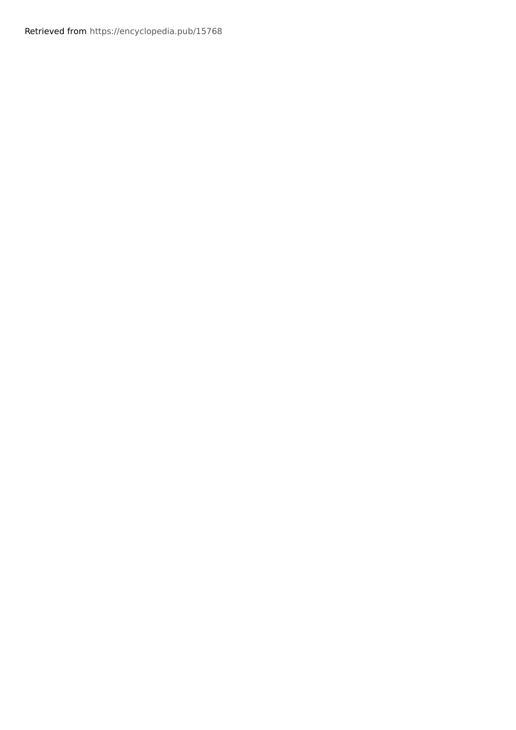Retrieved from https://encyclopedia.pub/15768